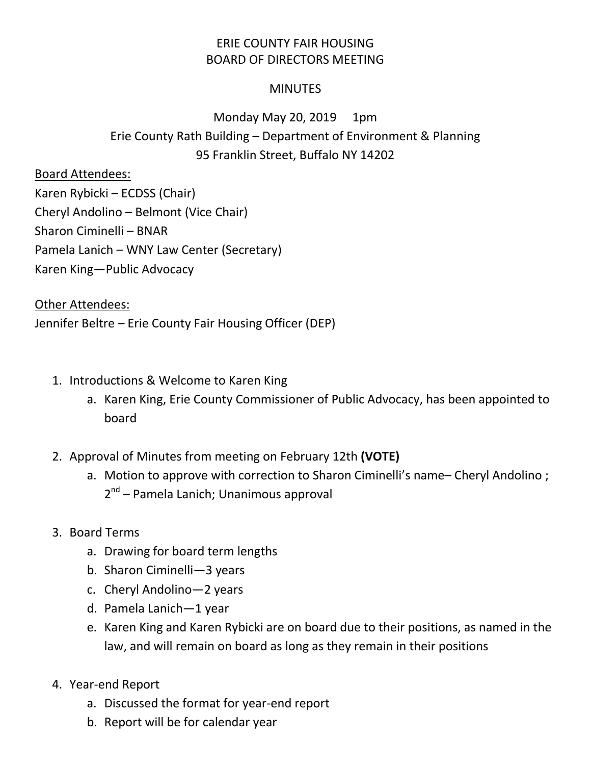# ERIE COUNTY FAIR HOUSING
# BOARD OF DIRECTORS MEETING

## MINUTES

Monday May 20, 2019 1pm
Erie County Rath Building – Department of Environment & Planning
95 Franklin Street, Buffalo NY 14202

<u>Board Attendees:</u>
Karen Rybicki – ECDSS (Chair)
Cheryl Andolino – Belmont (Vice Chair)
Sharon Ciminelli – BNAR
Pamela Lanich – WNY Law Center (Secretary)
Karen King—Public Advocacy

<u>Other Attendees:</u>
Jennifer Beltre – Erie County Fair Housing Officer (DEP)

1. Introductions & Welcome to Karen King
    a. Karen King, Erie County Commissioner of Public Advocacy, has been appointed to board

2. Approval of Minutes from meeting on February 12th **(VOTE)**
    a. Motion to approve with correction to Sharon Ciminelli's name– Cheryl Andolino ; 2nd – Pamela Lanich; Unanimous approval

3. Board Terms
    a. Drawing for board term lengths
    b. Sharon Ciminelli—3 years
    c. Cheryl Andolino—2 years
    d. Pamela Lanich—1 year
    e. Karen King and Karen Rybicki are on board due to their positions, as named in the law, and will remain on board as long as they remain in their positions

4. Year-end Report
    a. Discussed the format for year-end report
    b. Report will be for calendar year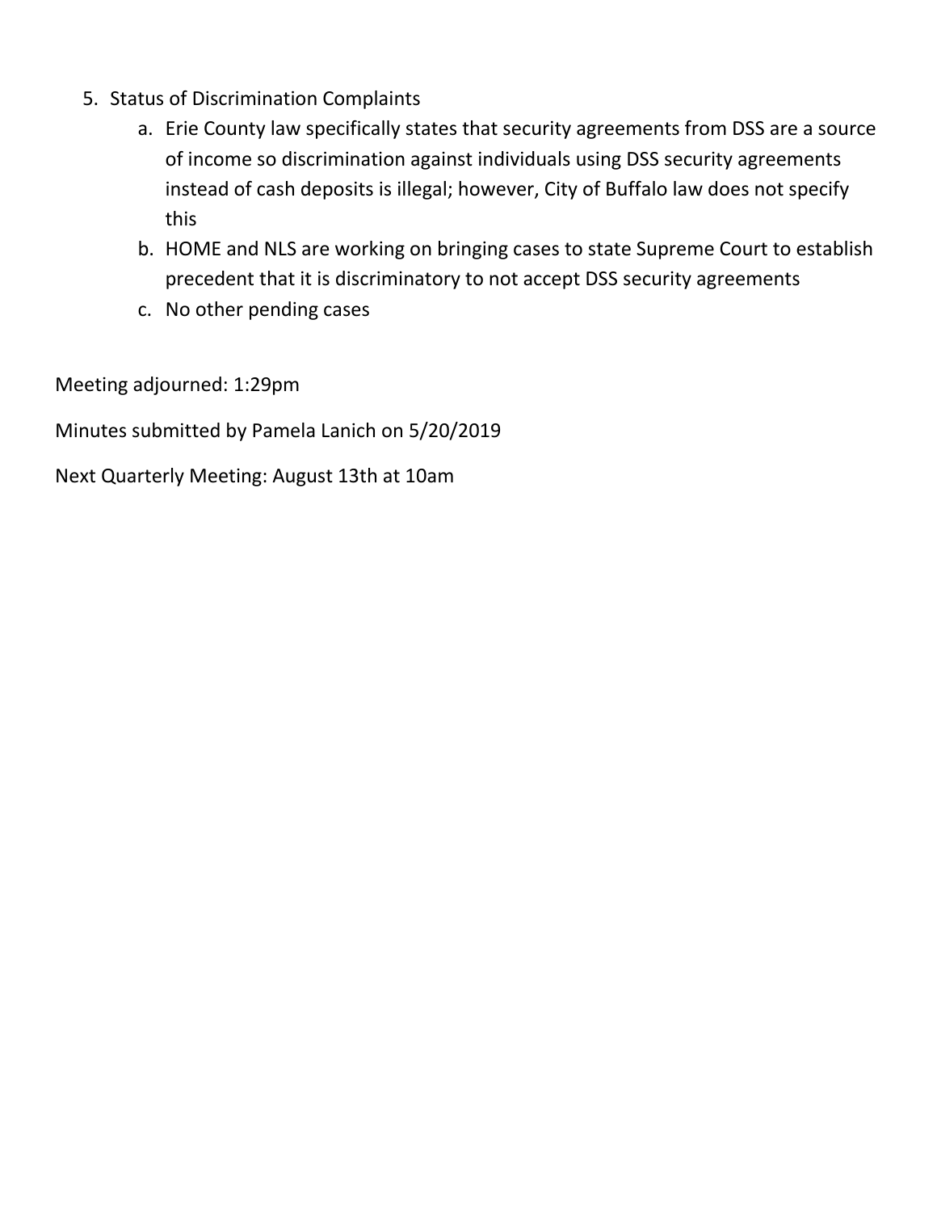5. Status of Discrimination Complaints
    a. Erie County law specifically states that security agreements from DSS are a source of income so discrimination against individuals using DSS security agreements instead of cash deposits is illegal; however, City of Buffalo law does not specify this
    b. HOME and NLS are working on bringing cases to state Supreme Court to establish precedent that it is discriminatory to not accept DSS security agreements
    c. No other pending cases

Meeting adjourned: 1:29pm

Minutes submitted by Pamela Lanich on 5/20/2019

Next Quarterly Meeting: August 13th at 10am